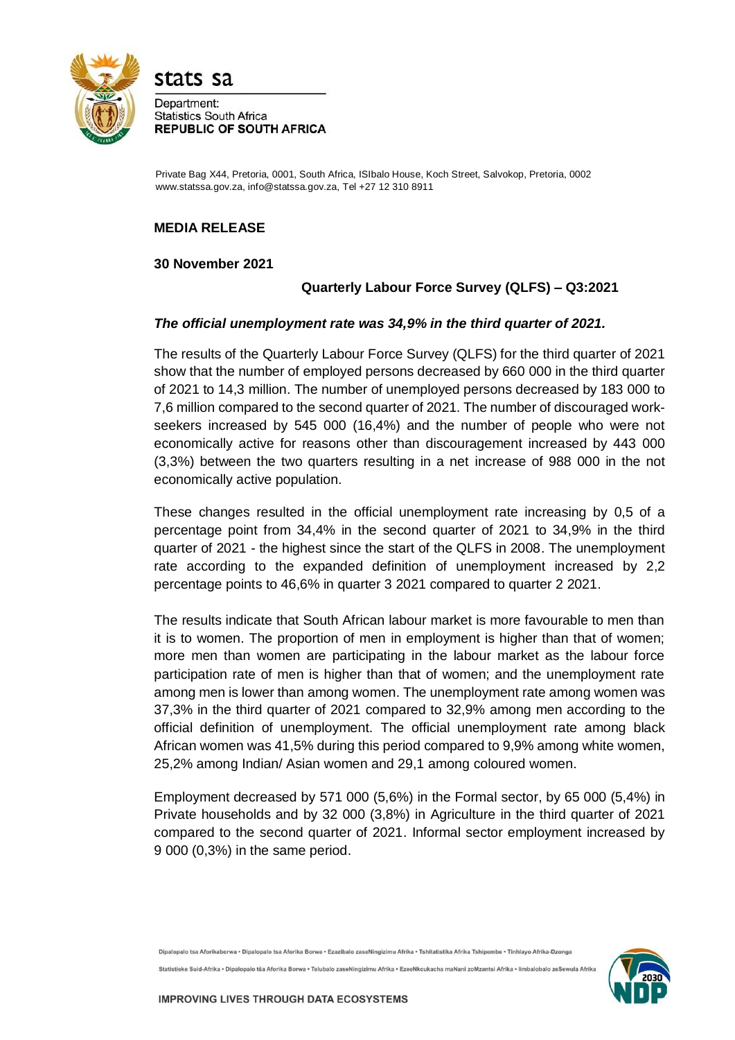stats sa

Department:
Statistics South Africa
**REPUBLIC OF SOUTH AFRICA**

Private Bag X44, Pretoria, 0001, South Africa, ISIbalo House, Koch Street, Salvokop, Pretoria, 0002
www.statssa.gov.za, info@statssa.gov.za, Tel +27 12 310 8911

**MEDIA RELEASE**

**30 November 2021**

## Quarterly Labour Force Survey (QLFS) – Q3:2021

***The official unemployment rate was 34,9% in the third quarter of 2021.***

The results of the Quarterly Labour Force Survey (QLFS) for the third quarter of 2021 show that the number of employed persons decreased by 660 000 in the third quarter of 2021 to 14,3 million. The number of unemployed persons decreased by 183 000 to 7,6 million compared to the second quarter of 2021. The number of discouraged work-seekers increased by 545 000 (16,4%) and the number of people who were not economically active for reasons other than discouragement increased by 443 000 (3,3%) between the two quarters resulting in a net increase of 988 000 in the not economically active population.

These changes resulted in the official unemployment rate increasing by 0,5 of a percentage point from 34,4% in the second quarter of 2021 to 34,9% in the third quarter of 2021 - the highest since the start of the QLFS in 2008. The unemployment rate according to the expanded definition of unemployment increased by 2,2 percentage points to 46,6% in quarter 3 2021 compared to quarter 2 2021.

The results indicate that South African labour market is more favourable to men than it is to women. The proportion of men in employment is higher than that of women; more men than women are participating in the labour market as the labour force participation rate of men is higher than that of women; and the unemployment rate among men is lower than among women. The unemployment rate among women was 37,3% in the third quarter of 2021 compared to 32,9% among men according to the official definition of unemployment. The official unemployment rate among black African women was 41,5% during this period compared to 9,9% among white women, 25,2% among Indian/ Asian women and 29,1 among coloured women.

Employment decreased by 571 000 (5,6%) in the Formal sector, by 65 000 (5,4%) in Private households and by 32 000 (3,8%) in Agriculture in the third quarter of 2021 compared to the second quarter of 2021. Informal sector employment increased by 9 000 (0,3%) in the same period.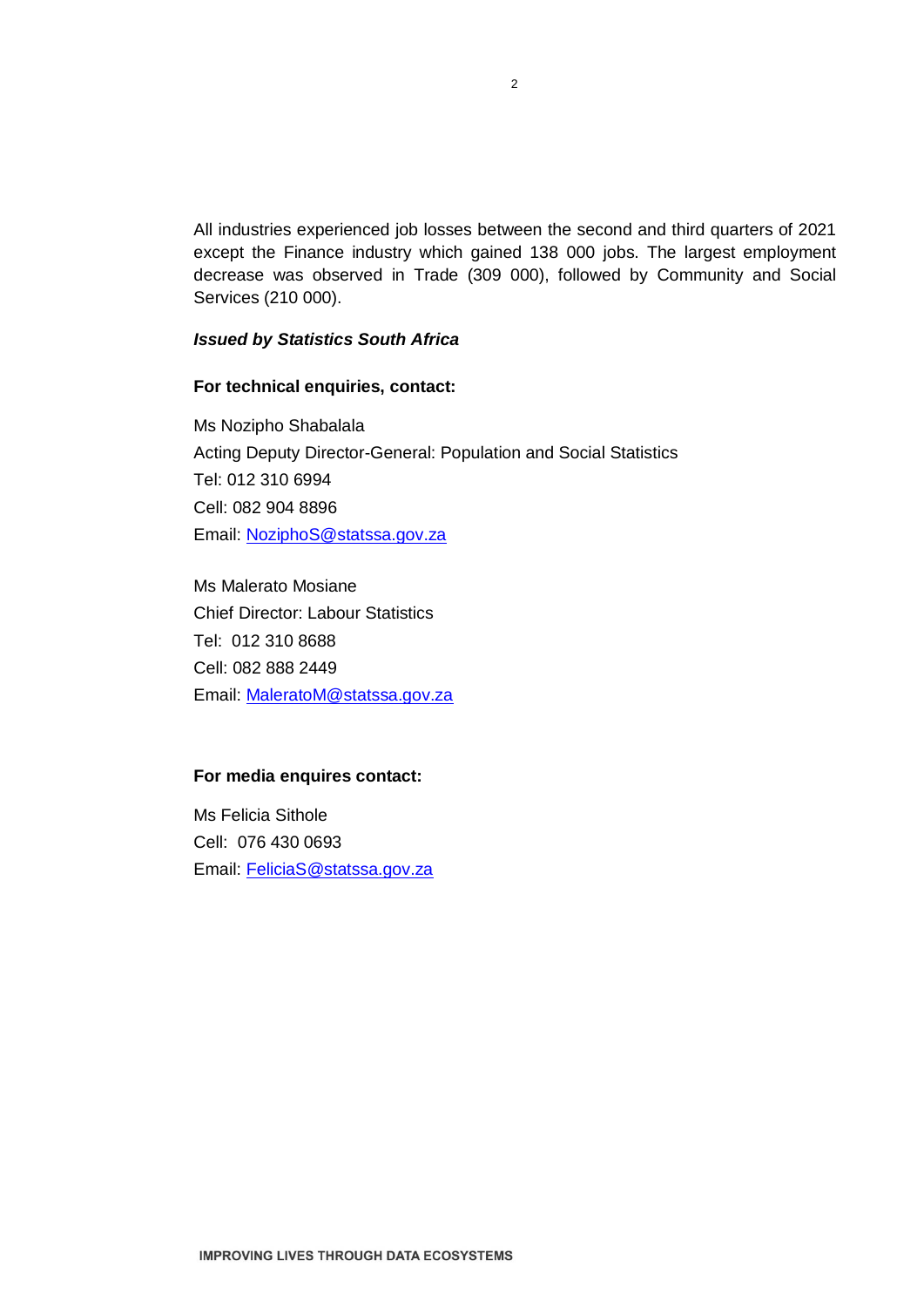All industries experienced job losses between the second and third quarters of 2021 except the Finance industry which gained 138 000 jobs. The largest employment decrease was observed in Trade (309 000), followed by Community and Social Services (210 000).

***Issued by Statistics South Africa***

**For technical enquiries, contact:**

Ms Nozipho Shabalala
Acting Deputy Director-General: Population and Social Statistics
Tel: 012 310 6994
Cell: 082 904 8896
Email: NoziphoS@statssa.gov.za

Ms Malerato Mosiane
Chief Director: Labour Statistics
Tel: 012 310 8688
Cell: 082 888 2449
Email: MaleratoM@statssa.gov.za

**For media enquires contact:**

Ms Felicia Sithole
Cell: 076 430 0693
Email: FeliciaS@statssa.gov.za